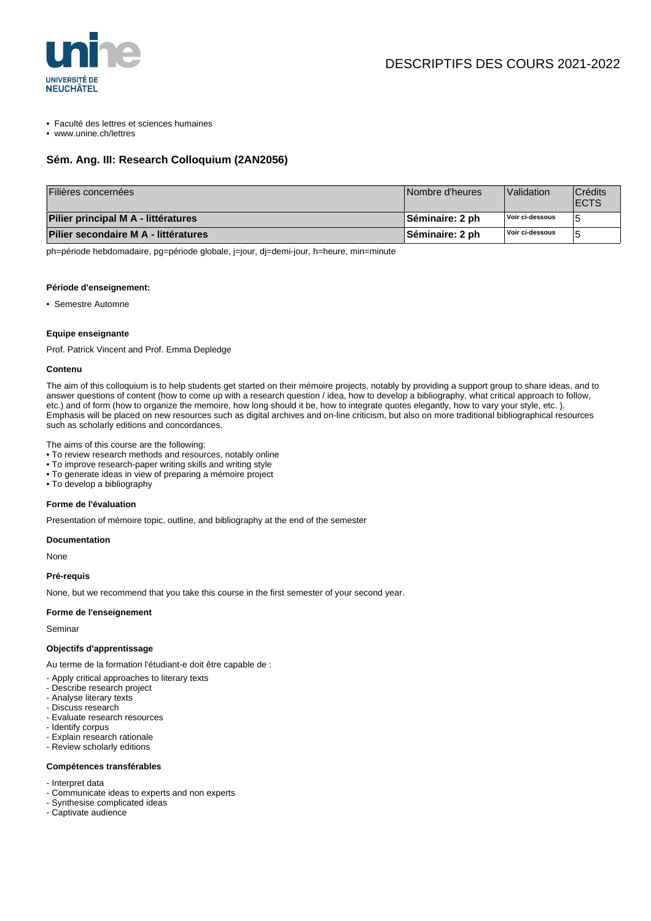DESCRIPTIFS DES COURS 2021-2022

- Faculté des lettres et sciences humaines
- www.unine.ch/lettres

## Sém. Ang. III: Research Colloquium (2AN2056)

| Filières concernées | Nombre d'heures | Validation | Crédits ECTS |
|---|---|---|---|
| **Pilier principal M A - littératures** | **Séminaire: 2 ph** | Voir ci-dessous | 5 |
| **Pilier secondaire M A - littératures** | **Séminaire: 2 ph** | Voir ci-dessous | 5 |

ph=période hebdomadaire, pg=période globale, j=jour, dj=demi-jour, h=heure, min=minute

#### Période d'enseignement:

- Semestre Automne

#### Equipe enseignante

Prof. Patrick Vincent and Prof. Emma Depledge

#### Contenu

The aim of this colloquium is to help students get started on their mémoire projects, notably by providing a support group to share ideas, and to answer questions of content (how to come up with a research question / idea, how to develop a bibliography, what critical approach to follow, etc.) and of form (how to organize the memoire, how long should it be, how to integrate quotes elegantly, how to vary your style, etc. ). Emphasis will be placed on new resources such as digital archives and on-line criticism, but also on more traditional bibliographical resources such as scholarly editions and concordances.

The aims of this course are the following:
• To review research methods and resources, notably online
• To improve research-paper writing skills and writing style
• To generate ideas in view of preparing a mémoire project
• To develop a bibliography

#### Forme de l'évaluation

Presentation of mémoire topic, outline, and bibliography at the end of the semester

#### Documentation

None

#### Pré-requis

None, but we recommend that you take this course in the first semester of your second year.

#### Forme de l'enseignement

Seminar

#### Objectifs d'apprentissage

Au terme de la formation l'étudiant-e doit être capable de :

- Apply critical approaches to literary texts
- Describe research project
- Analyse literary texts
- Discuss research
- Evaluate research resources
- Identify corpus
- Explain research rationale
- Review scholarly editions

#### Compétences transférables

- Interpret data
- Communicate ideas to experts and non experts
- Synthesise complicated ideas
- Captivate audience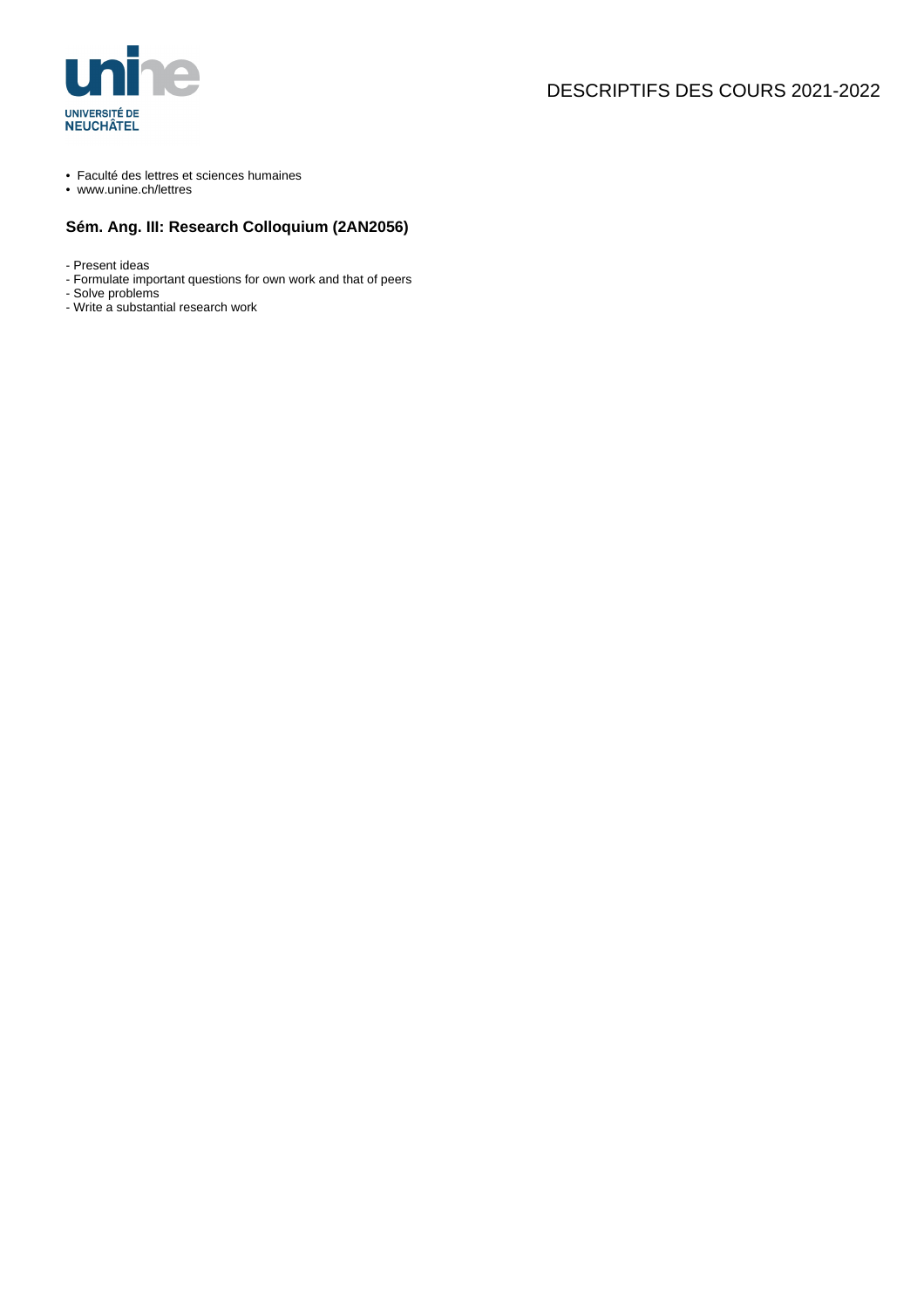- Faculté des lettres et sciences humaines
- www.unine.ch/lettres

### Sém. Ang. III: Research Colloquium (2AN2056)

- Present ideas
- Formulate important questions for own work and that of peers
- Solve problems
- Write a substantial research work